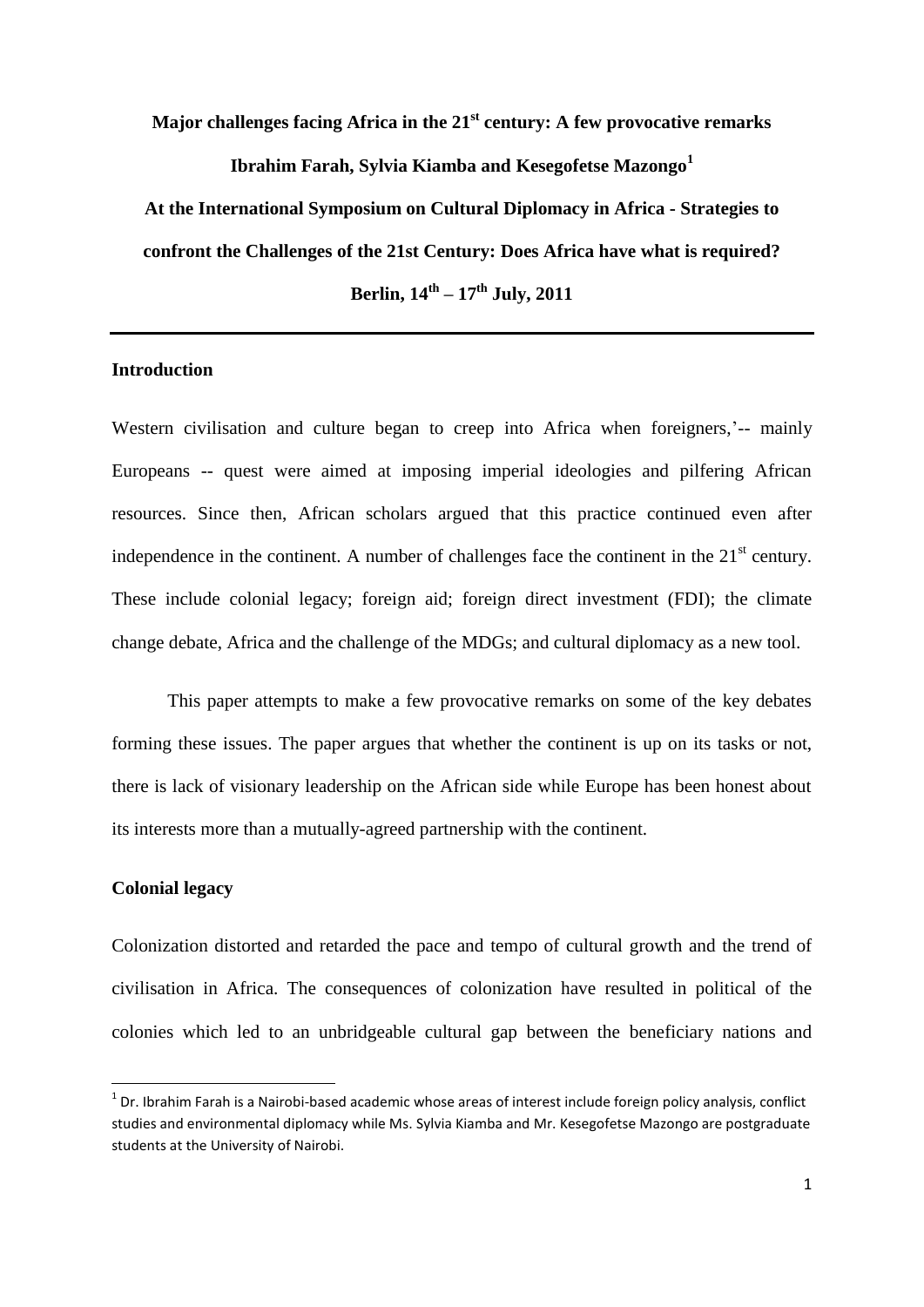# Major challenges facing Africa in the 21st century: A few provocative remarks

**Ibrahim Farah, Sylvia Kiamba and Kesegofetse Mazongo[1]**

**At the International Symposium on Cultural Diplomacy in Africa - Strategies to confront the Challenges of the 21st Century: Does Africa have what is required?**

**Berlin, 14th – 17th July, 2011**

---

## Introduction

Western civilisation and culture began to creep into Africa when foreigners,'-- mainly Europeans -- quest were aimed at imposing imperial ideologies and pilfering African resources. Since then, African scholars argued that this practice continued even after independence in the continent. A number of challenges face the continent in the 21st century. These include colonial legacy; foreign aid; foreign direct investment (FDI); the climate change debate, Africa and the challenge of the MDGs; and cultural diplomacy as a new tool.

This paper attempts to make a few provocative remarks on some of the key debates forming these issues. The paper argues that whether the continent is up on its tasks or not, there is lack of visionary leadership on the African side while Europe has been honest about its interests more than a mutually-agreed partnership with the continent.

## Colonial legacy

Colonization distorted and retarded the pace and tempo of cultural growth and the trend of civilisation in Africa. The consequences of colonization have resulted in political of the colonies which led to an unbridgeable cultural gap between the beneficiary nations and

---

[1] Dr. Ibrahim Farah is a Nairobi-based academic whose areas of interest include foreign policy analysis, conflict studies and environmental diplomacy while Ms. Sylvia Kiamba and Mr. Kesegofetse Mazongo are postgraduate students at the University of Nairobi.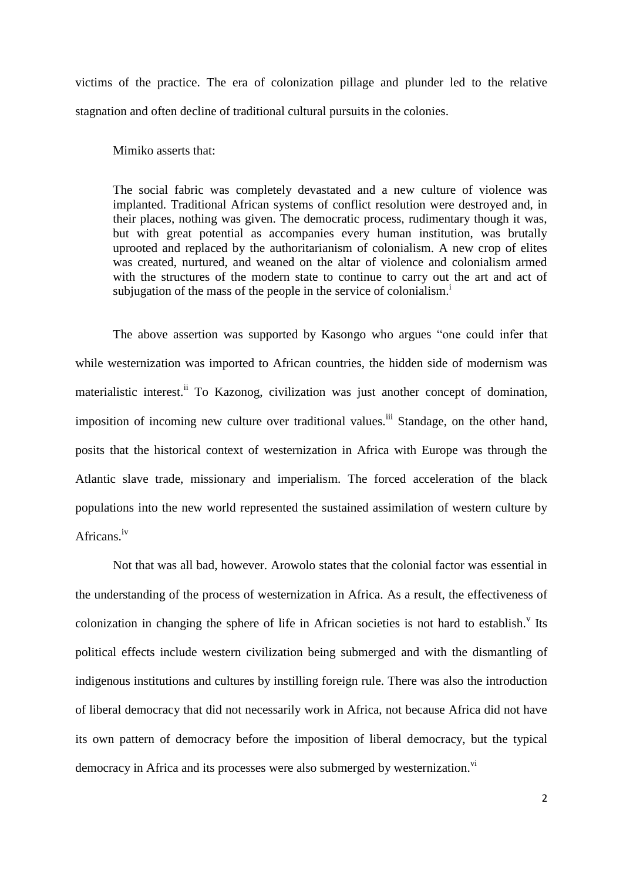victims of the practice. The era of colonization pillage and plunder led to the relative stagnation and often decline of traditional cultural pursuits in the colonies.

Mimiko asserts that:

> The social fabric was completely devastated and a new culture of violence was implanted. Traditional African systems of conflict resolution were destroyed and, in their places, nothing was given. The democratic process, rudimentary though it was, but with great potential as accompanies every human institution, was brutally uprooted and replaced by the authoritarianism of colonialism. A new crop of elites was created, nurtured, and weaned on the altar of violence and colonialism armed with the structures of the modern state to continue to carry out the art and act of subjugation of the mass of the people in the service of colonialism.[i]

The above assertion was supported by Kasongo who argues "one could infer that while westernization was imported to African countries, the hidden side of modernism was materialistic interest.[ii] To Kazonog, civilization was just another concept of domination, imposition of incoming new culture over traditional values.[iii] Standage, on the other hand, posits that the historical context of westernization in Africa with Europe was through the Atlantic slave trade, missionary and imperialism. The forced acceleration of the black populations into the new world represented the sustained assimilation of western culture by Africans.[iv]

Not that was all bad, however. Arowolo states that the colonial factor was essential in the understanding of the process of westernization in Africa. As a result, the effectiveness of colonization in changing the sphere of life in African societies is not hard to establish.[v] Its political effects include western civilization being submerged and with the dismantling of indigenous institutions and cultures by instilling foreign rule. There was also the introduction of liberal democracy that did not necessarily work in Africa, not because Africa did not have its own pattern of democracy before the imposition of liberal democracy, but the typical democracy in Africa and its processes were also submerged by westernization.[vi]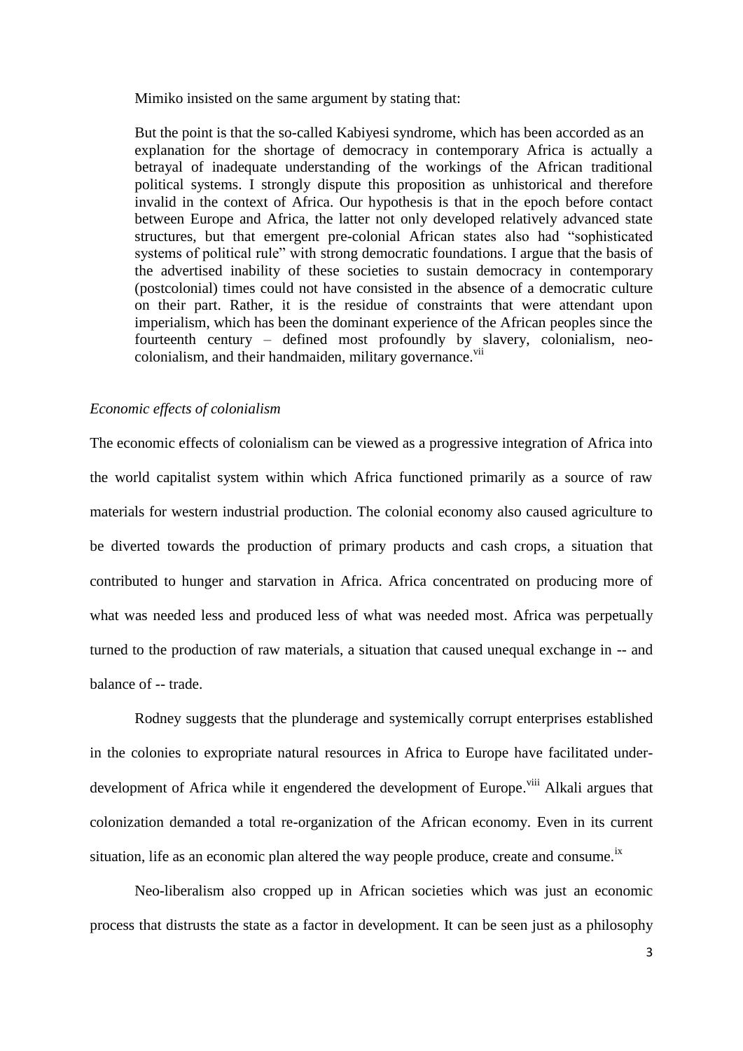Mimiko insisted on the same argument by stating that:

> But the point is that the so-called Kabiyesi syndrome, which has been accorded as an explanation for the shortage of democracy in contemporary Africa is actually a betrayal of inadequate understanding of the workings of the African traditional political systems. I strongly dispute this proposition as unhistorical and therefore invalid in the context of Africa. Our hypothesis is that in the epoch before contact between Europe and Africa, the latter not only developed relatively advanced state structures, but that emergent pre-colonial African states also had "sophisticated systems of political rule" with strong democratic foundations. I argue that the basis of the advertised inability of these societies to sustain democracy in contemporary (postcolonial) times could not have consisted in the absence of a democratic culture on their part. Rather, it is the residue of constraints that were attendant upon imperialism, which has been the dominant experience of the African peoples since the fourteenth century – defined most profoundly by slavery, colonialism, neo-colonialism, and their handmaiden, military governance.[vii]

*Economic effects of colonialism*

The economic effects of colonialism can be viewed as a progressive integration of Africa into the world capitalist system within which Africa functioned primarily as a source of raw materials for western industrial production. The colonial economy also caused agriculture to be diverted towards the production of primary products and cash crops, a situation that contributed to hunger and starvation in Africa. Africa concentrated on producing more of what was needed less and produced less of what was needed most. Africa was perpetually turned to the production of raw materials, a situation that caused unequal exchange in -- and balance of -- trade.

Rodney suggests that the plunderage and systemically corrupt enterprises established in the colonies to expropriate natural resources in Africa to Europe have facilitated under-development of Africa while it engendered the development of Europe.[viii] Alkali argues that colonization demanded a total re-organization of the African economy. Even in its current situation, life as an economic plan altered the way people produce, create and consume.[ix]

Neo-liberalism also cropped up in African societies which was just an economic process that distrusts the state as a factor in development. It can be seen just as a philosophy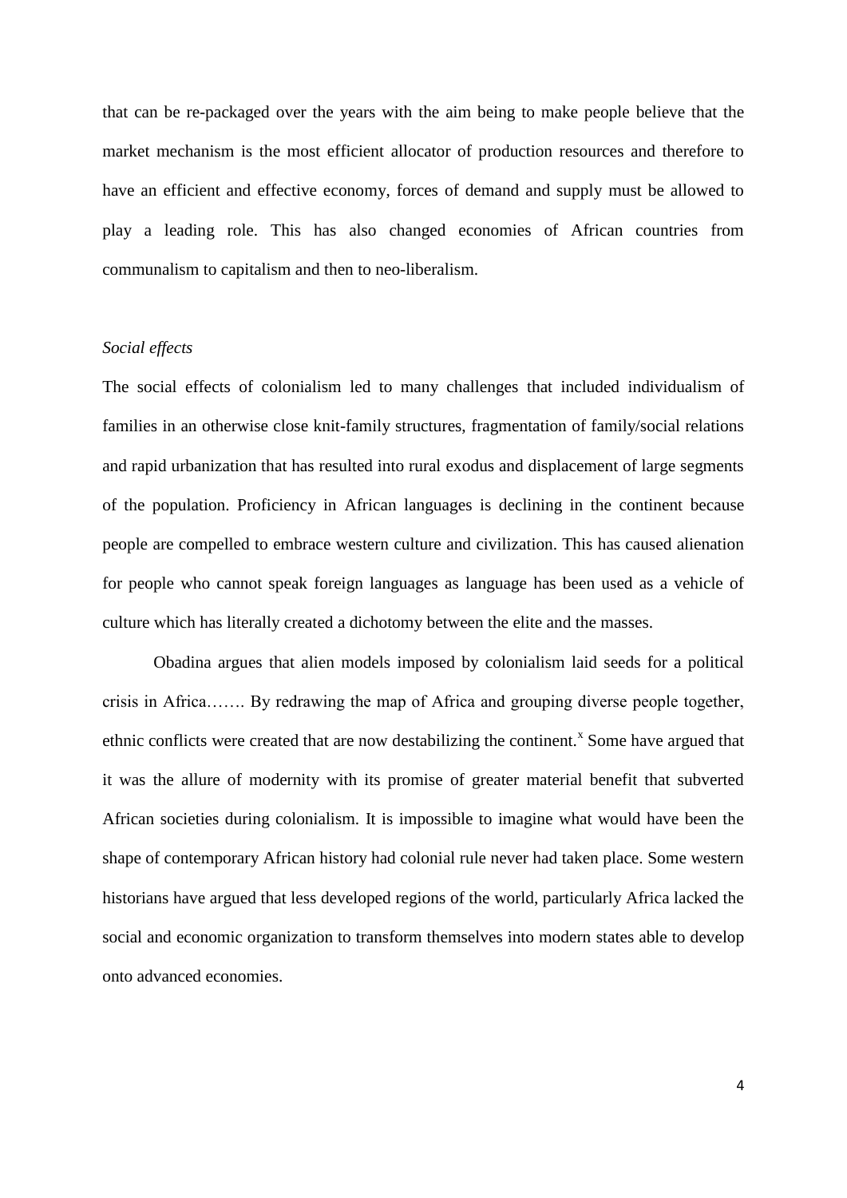that can be re-packaged over the years with the aim being to make people believe that the market mechanism is the most efficient allocator of production resources and therefore to have an efficient and effective economy, forces of demand and supply must be allowed to play a leading role. This has also changed economies of African countries from communalism to capitalism and then to neo-liberalism.

*Social effects*

The social effects of colonialism led to many challenges that included individualism of families in an otherwise close knit-family structures, fragmentation of family/social relations and rapid urbanization that has resulted into rural exodus and displacement of large segments of the population. Proficiency in African languages is declining in the continent because people are compelled to embrace western culture and civilization. This has caused alienation for people who cannot speak foreign languages as language has been used as a vehicle of culture which has literally created a dichotomy between the elite and the masses.

Obadina argues that alien models imposed by colonialism laid seeds for a political crisis in Africa……. By redrawing the map of Africa and grouping diverse people together, ethnic conflicts were created that are now destabilizing the continent.[x] Some have argued that it was the allure of modernity with its promise of greater material benefit that subverted African societies during colonialism. It is impossible to imagine what would have been the shape of contemporary African history had colonial rule never had taken place. Some western historians have argued that less developed regions of the world, particularly Africa lacked the social and economic organization to transform themselves into modern states able to develop onto advanced economies.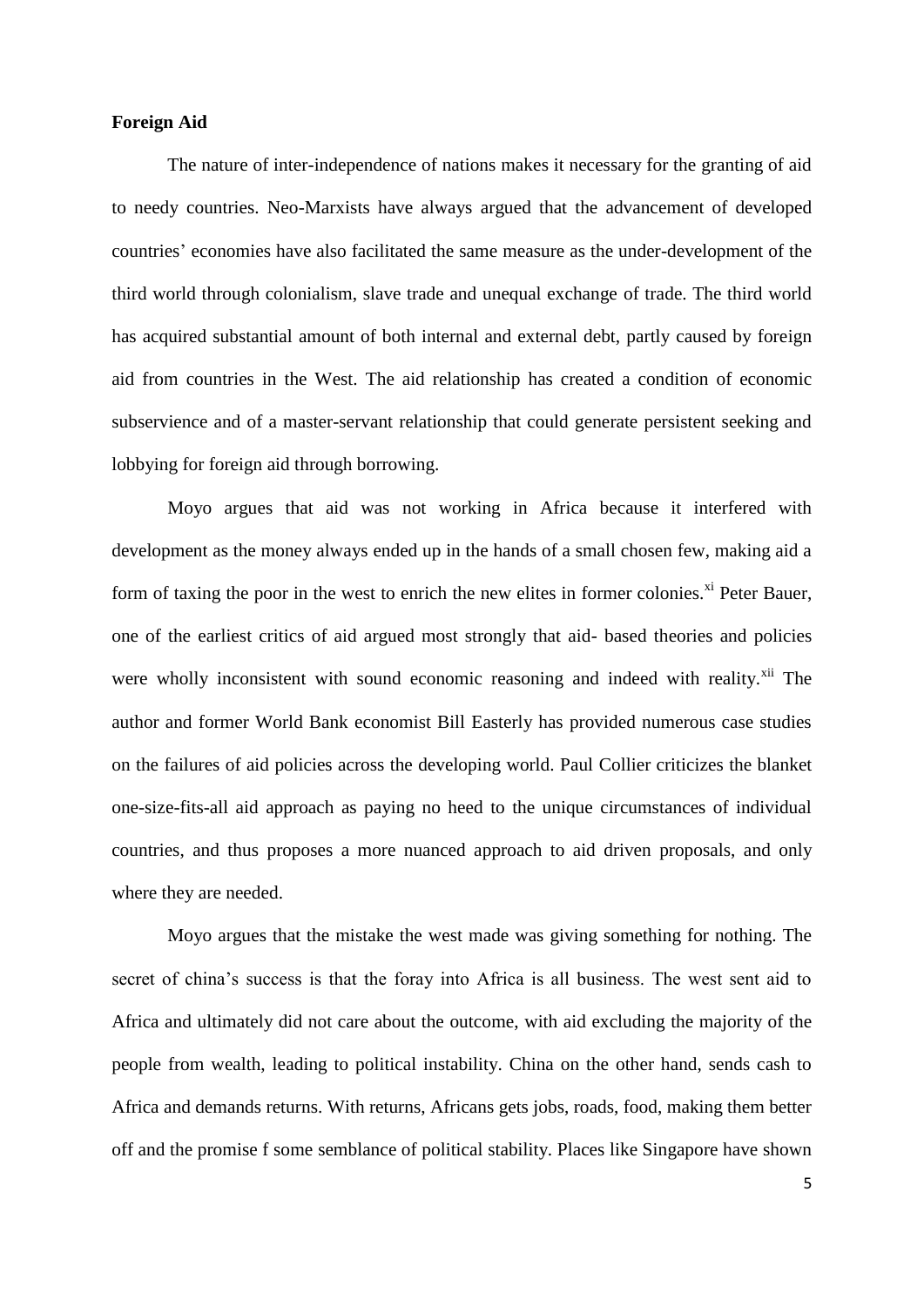**Foreign Aid**

The nature of inter-independence of nations makes it necessary for the granting of aid to needy countries. Neo-Marxists have always argued that the advancement of developed countries' economies have also facilitated the same measure as the under-development of the third world through colonialism, slave trade and unequal exchange of trade. The third world has acquired substantial amount of both internal and external debt, partly caused by foreign aid from countries in the West. The aid relationship has created a condition of economic subservience and of a master-servant relationship that could generate persistent seeking and lobbying for foreign aid through borrowing.

Moyo argues that aid was not working in Africa because it interfered with development as the money always ended up in the hands of a small chosen few, making aid a form of taxing the poor in the west to enrich the new elites in former colonies.[xi] Peter Bauer, one of the earliest critics of aid argued most strongly that aid- based theories and policies were wholly inconsistent with sound economic reasoning and indeed with reality.[xii] The author and former World Bank economist Bill Easterly has provided numerous case studies on the failures of aid policies across the developing world. Paul Collier criticizes the blanket one-size-fits-all aid approach as paying no heed to the unique circumstances of individual countries, and thus proposes a more nuanced approach to aid driven proposals, and only where they are needed.

Moyo argues that the mistake the west made was giving something for nothing. The secret of china's success is that the foray into Africa is all business. The west sent aid to Africa and ultimately did not care about the outcome, with aid excluding the majority of the people from wealth, leading to political instability. China on the other hand, sends cash to Africa and demands returns. With returns, Africans gets jobs, roads, food, making them better off and the promise f some semblance of political stability. Places like Singapore have shown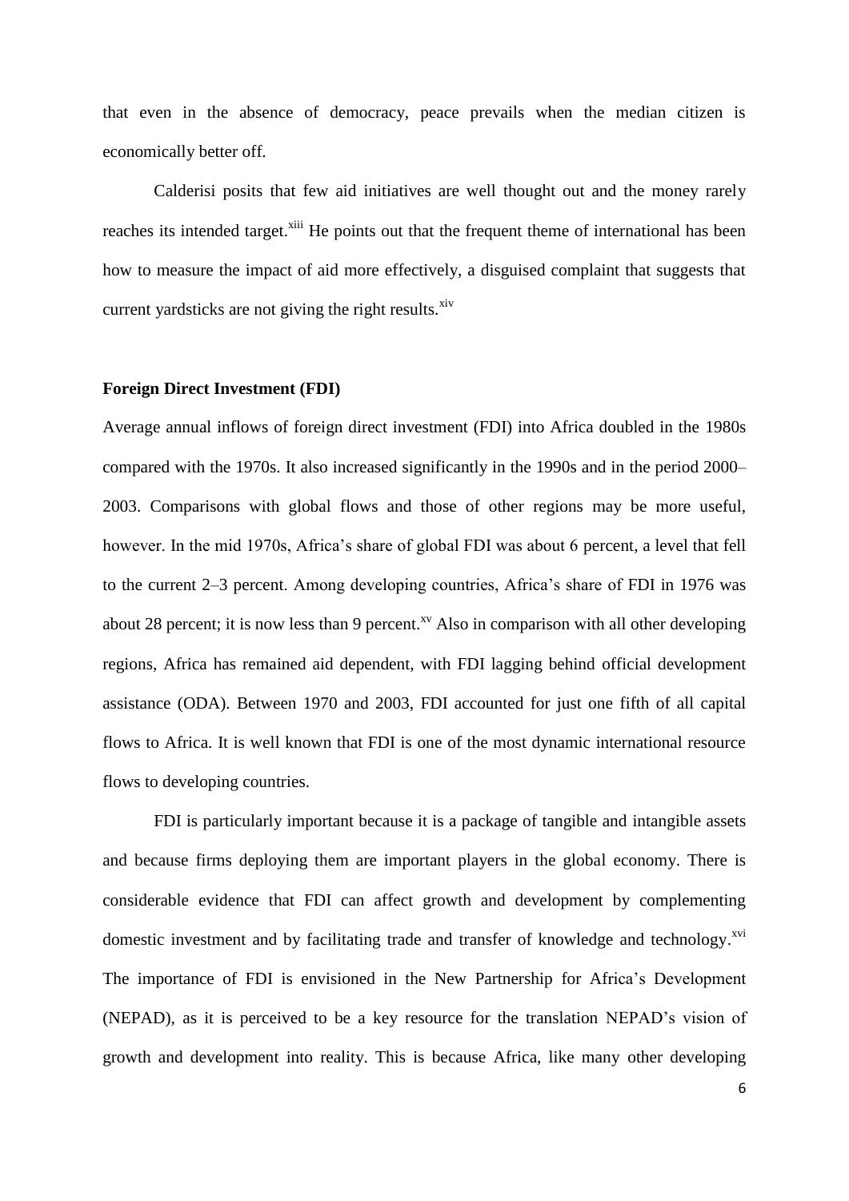that even in the absence of democracy, peace prevails when the median citizen is economically better off.

Calderisi posits that few aid initiatives are well thought out and the money rarely reaches its intended target.[xiii] He points out that the frequent theme of international has been how to measure the impact of aid more effectively, a disguised complaint that suggests that current yardsticks are not giving the right results.[xiv]

**Foreign Direct Investment (FDI)**

Average annual inflows of foreign direct investment (FDI) into Africa doubled in the 1980s compared with the 1970s. It also increased significantly in the 1990s and in the period 2000–2003. Comparisons with global flows and those of other regions may be more useful, however. In the mid 1970s, Africa's share of global FDI was about 6 percent, a level that fell to the current 2–3 percent. Among developing countries, Africa's share of FDI in 1976 was about 28 percent; it is now less than 9 percent.[xv] Also in comparison with all other developing regions, Africa has remained aid dependent, with FDI lagging behind official development assistance (ODA). Between 1970 and 2003, FDI accounted for just one fifth of all capital flows to Africa. It is well known that FDI is one of the most dynamic international resource flows to developing countries.

FDI is particularly important because it is a package of tangible and intangible assets and because firms deploying them are important players in the global economy. There is considerable evidence that FDI can affect growth and development by complementing domestic investment and by facilitating trade and transfer of knowledge and technology.[xvi] The importance of FDI is envisioned in the New Partnership for Africa's Development (NEPAD), as it is perceived to be a key resource for the translation NEPAD's vision of growth and development into reality. This is because Africa, like many other developing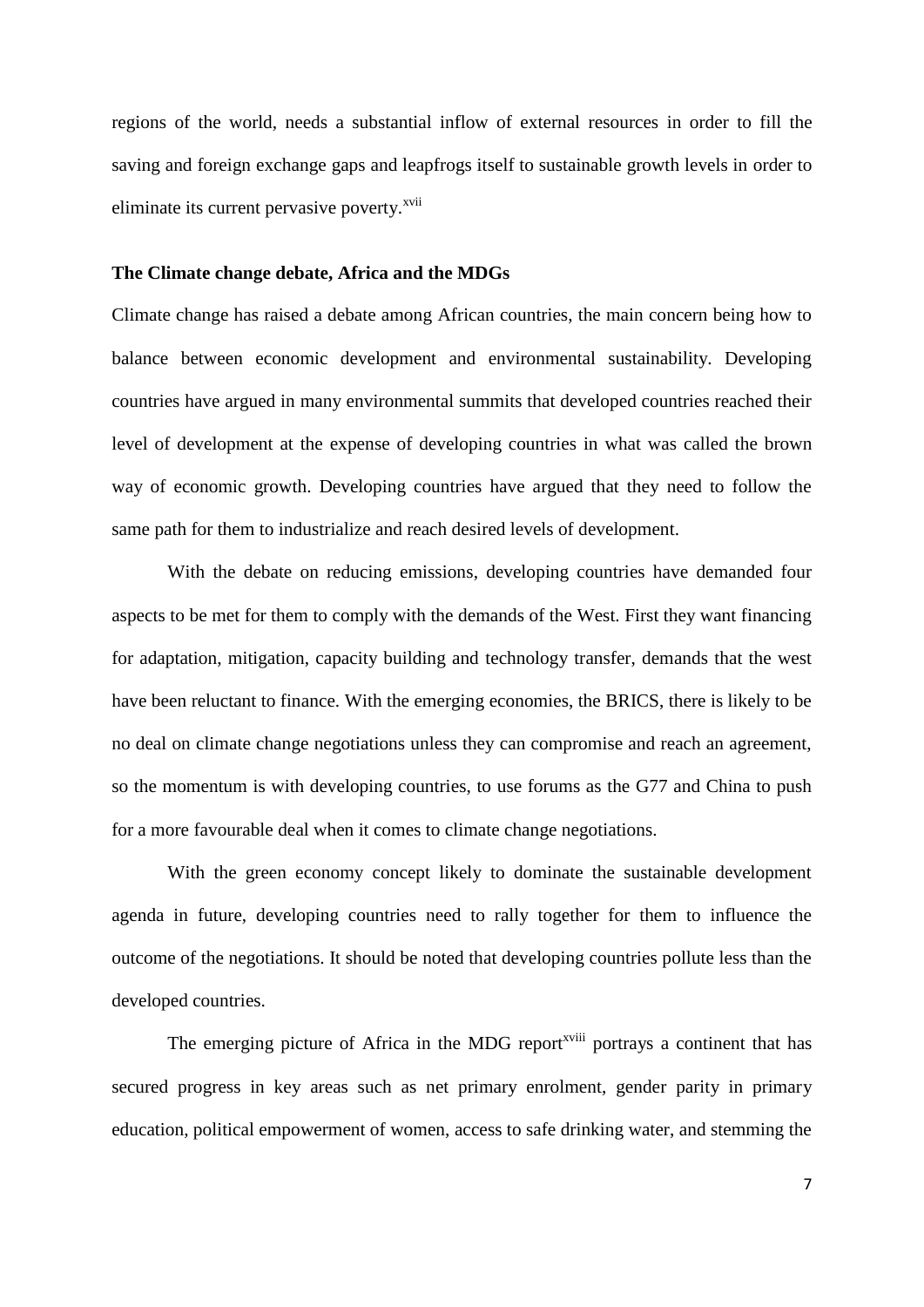regions of the world, needs a substantial inflow of external resources in order to fill the saving and foreign exchange gaps and leapfrogs itself to sustainable growth levels in order to eliminate its current pervasive poverty.[xvii]

**The Climate change debate, Africa and the MDGs**

Climate change has raised a debate among African countries, the main concern being how to balance between economic development and environmental sustainability. Developing countries have argued in many environmental summits that developed countries reached their level of development at the expense of developing countries in what was called the brown way of economic growth. Developing countries have argued that they need to follow the same path for them to industrialize and reach desired levels of development.

With the debate on reducing emissions, developing countries have demanded four aspects to be met for them to comply with the demands of the West. First they want financing for adaptation, mitigation, capacity building and technology transfer, demands that the west have been reluctant to finance. With the emerging economies, the BRICS, there is likely to be no deal on climate change negotiations unless they can compromise and reach an agreement, so the momentum is with developing countries, to use forums as the G77 and China to push for a more favourable deal when it comes to climate change negotiations.

With the green economy concept likely to dominate the sustainable development agenda in future, developing countries need to rally together for them to influence the outcome of the negotiations. It should be noted that developing countries pollute less than the developed countries.

The emerging picture of Africa in the MDG report[xviii] portrays a continent that has secured progress in key areas such as net primary enrolment, gender parity in primary education, political empowerment of women, access to safe drinking water, and stemming the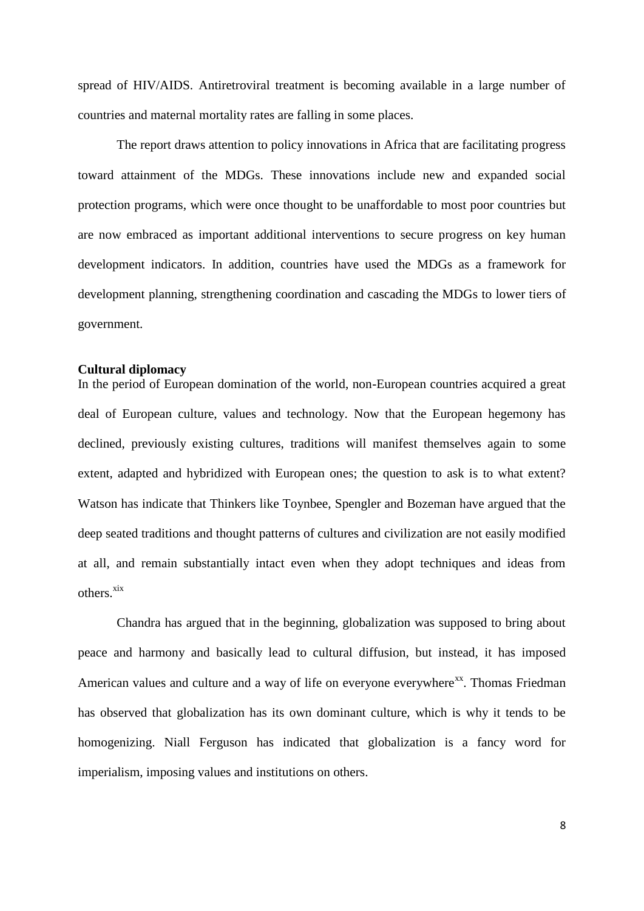spread of HIV/AIDS. Antiretroviral treatment is becoming available in a large number of countries and maternal mortality rates are falling in some places.

The report draws attention to policy innovations in Africa that are facilitating progress toward attainment of the MDGs. These innovations include new and expanded social protection programs, which were once thought to be unaffordable to most poor countries but are now embraced as important additional interventions to secure progress on key human development indicators. In addition, countries have used the MDGs as a framework for development planning, strengthening coordination and cascading the MDGs to lower tiers of government.

**Cultural diplomacy**

In the period of European domination of the world, non-European countries acquired a great deal of European culture, values and technology. Now that the European hegemony has declined, previously existing cultures, traditions will manifest themselves again to some extent, adapted and hybridized with European ones; the question to ask is to what extent? Watson has indicate that Thinkers like Toynbee, Spengler and Bozeman have argued that the deep seated traditions and thought patterns of cultures and civilization are not easily modified at all, and remain substantially intact even when they adopt techniques and ideas from others.[xix]

Chandra has argued that in the beginning, globalization was supposed to bring about peace and harmony and basically lead to cultural diffusion, but instead, it has imposed American values and culture and a way of life on everyone everywhere[xx]. Thomas Friedman has observed that globalization has its own dominant culture, which is why it tends to be homogenizing. Niall Ferguson has indicated that globalization is a fancy word for imperialism, imposing values and institutions on others.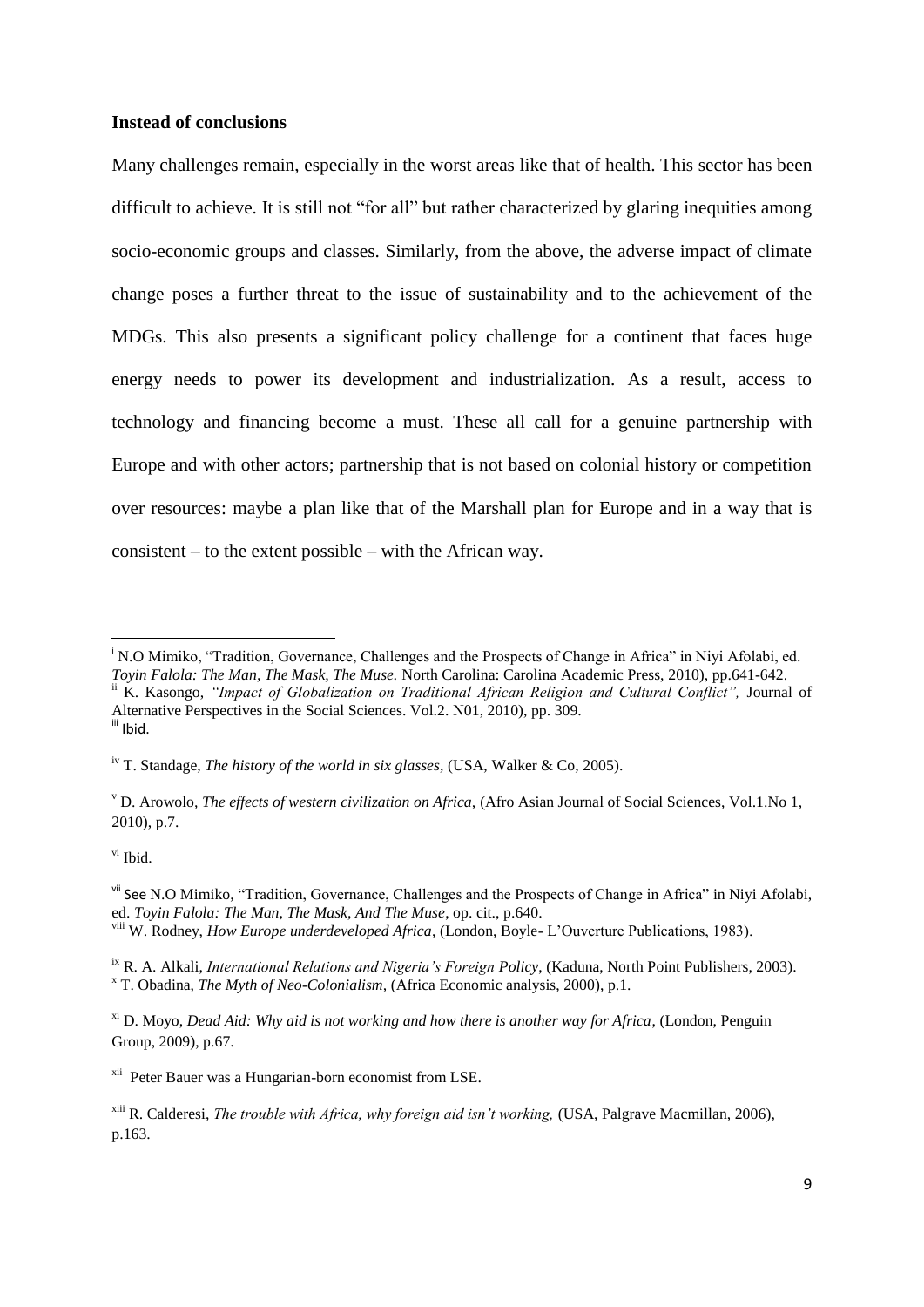**Instead of conclusions**

Many challenges remain, especially in the worst areas like that of health. This sector has been difficult to achieve. It is still not "for all" but rather characterized by glaring inequities among socio-economic groups and classes. Similarly, from the above, the adverse impact of climate change poses a further threat to the issue of sustainability and to the achievement of the MDGs. This also presents a significant policy challenge for a continent that faces huge energy needs to power its development and industrialization. As a result, access to technology and financing become a must. These all call for a genuine partnership with Europe and with other actors; partnership that is not based on colonial history or competition over resources: maybe a plan like that of the Marshall plan for Europe and in a way that is consistent – to the extent possible – with the African way.

---

[i] N.O Mimiko, "Tradition, Governance, Challenges and the Prospects of Change in Africa" in Niyi Afolabi, ed. *Toyin Falola: The Man, The Mask, The Muse.* North Carolina: Carolina Academic Press, 2010), pp.641-642.

[ii] K. Kasongo, *"Impact of Globalization on Traditional African Religion and Cultural Conflict",* Journal of Alternative Perspectives in the Social Sciences. Vol.2. N01, 2010), pp. 309.

[iii] Ibid.

[iv] T. Standage, *The history of the world in six glasses,* (USA, Walker & Co, 2005).

[v] D. Arowolo, *The effects of western civilization on Africa,* (Afro Asian Journal of Social Sciences, Vol.1.No 1, 2010), p.7.

[vi] Ibid.

[vii] See N.O Mimiko, "Tradition, Governance, Challenges and the Prospects of Change in Africa" in Niyi Afolabi, ed. *Toyin Falola: The Man, The Mask, And The Muse*, op. cit., p.640.

[viii] W. Rodney, *How Europe underdeveloped Africa*, (London, Boyle- L'Ouverture Publications, 1983).

[ix] R. A. Alkali, *International Relations and Nigeria's Foreign Policy*, (Kaduna, North Point Publishers, 2003).

[x] T. Obadina, *The Myth of Neo-Colonialism,* (Africa Economic analysis, 2000), p.1.

[xi] D. Moyo, *Dead Aid: Why aid is not working and how there is another way for Africa*, (London, Penguin Group, 2009), p.67.

[xii] Peter Bauer was a Hungarian-born economist from LSE.

[xiii] R. Calderesi, *The trouble with Africa, why foreign aid isn't working,* (USA, Palgrave Macmillan, 2006), p.163.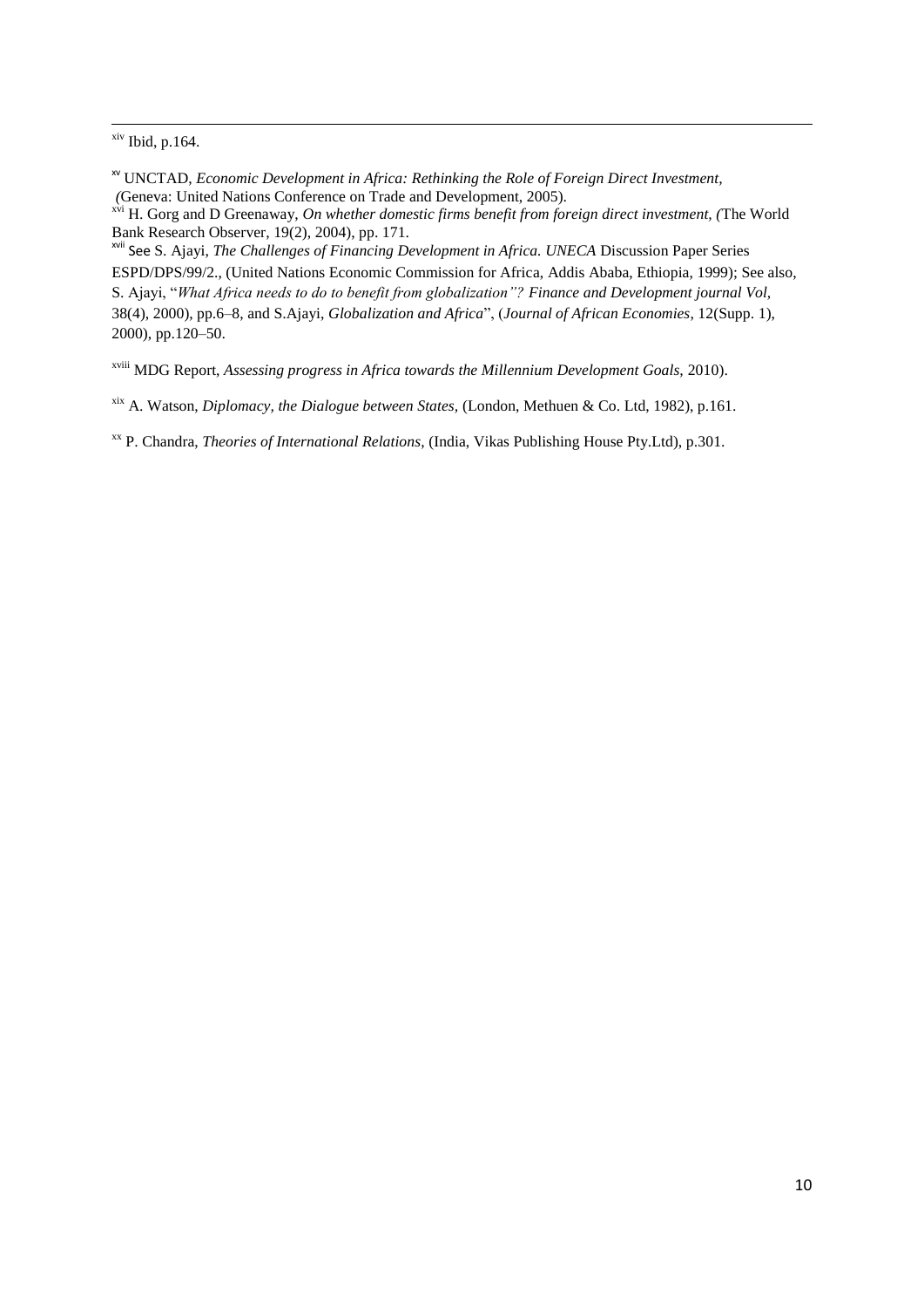[xiv] Ibid, p.164.

[xv] UNCTAD, *Economic Development in Africa: Rethinking the Role of Foreign Direct Investment*, (Geneva: United Nations Conference on Trade and Development, 2005).

[xvi] H. Gorg and D Greenaway, *On whether domestic firms benefit from foreign direct investment, (*The World Bank Research Observer, 19(2), 2004), pp. 171.

[xvii] See S. Ajayi, *The Challenges of Financing Development in Africa. UNECA* Discussion Paper Series ESPD/DPS/99/2., (United Nations Economic Commission for Africa, Addis Ababa, Ethiopia, 1999); See also, S. Ajayi, "*What Africa needs to do to benefit from globalization"? Finance and Development journal Vol,* 38(4), 2000), pp.6–8, and S.Ajayi, *Globalization and Africa*", (*Journal of African Economies*, 12(Supp. 1), 2000), pp.120–50.

[xviii] MDG Report, *Assessing progress in Africa towards the Millennium Development Goals,* 2010).

[xix] A. Watson, *Diplomacy, the Dialogue between States,* (London, Methuen & Co. Ltd, 1982), p.161.

[xx] P. Chandra, *Theories of International Relations*, (India, Vikas Publishing House Pty.Ltd), p.301.